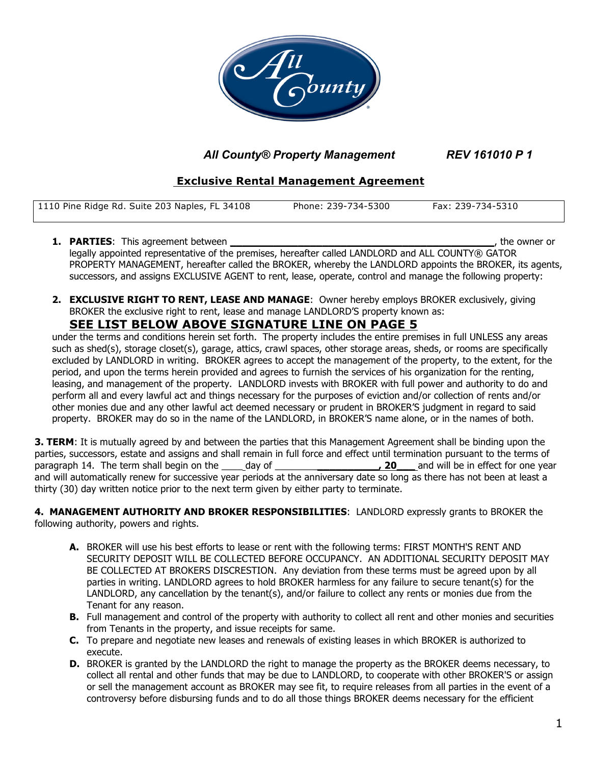*All County® Property Management* *REV 161010 P 1*

## Exclusive Rental Management Agreement

| 1110 Pine Ridge Rd. Suite 203 Naples, FL 34108 | Phone: 239-734-5300 | Fax: 239-734-5310 |
|---|---|---|

1. **PARTIES**: This agreement between **_____________________________________________**, the owner or legally appointed representative of the premises, hereafter called LANDLORD and ALL COUNTY® GATOR PROPERTY MANAGEMENT, hereafter called the BROKER, whereby the LANDLORD appoints the BROKER, its agents, successors, and assigns EXCLUSIVE AGENT to rent, lease, operate, control and manage the following property:

2. **EXCLUSIVE RIGHT TO RENT, LEASE AND MANAGE**: Owner hereby employs BROKER exclusively, giving BROKER the exclusive right to rent, lease and manage LANDLORD'S property known as:

**SEE LIST BELOW ABOVE SIGNATURE LINE ON PAGE 5**

under the terms and conditions herein set forth. The property includes the entire premises in full UNLESS any areas such as shed(s), storage closet(s), garage, attics, crawl spaces, other storage areas, sheds, or rooms are specifically excluded by LANDLORD in writing. BROKER agrees to accept the management of the property, to the extent, for the period, and upon the terms herein provided and agrees to furnish the services of his organization for the renting, leasing, and management of the property. LANDLORD invests with BROKER with full power and authority to do and perform all and every lawful act and things necessary for the purposes of eviction and/or collection of rents and/or other monies due and any other lawful act deemed necessary or prudent in BROKER'S judgment in regard to said property. BROKER may do so in the name of the LANDLORD, in BROKER'S name alone, or in the names of both.

**3. TERM**: It is mutually agreed by and between the parties that this Management Agreement shall be binding upon the parties, successors, estate and assigns and shall remain in full force and effect until termination pursuant to the terms of paragraph 14. The term shall begin on the ____day of ________**___________, 20___** and will be in effect for one year and will automatically renew for successive year periods at the anniversary date so long as there has not been at least a thirty (30) day written notice prior to the next term given by either party to terminate.

**4. MANAGEMENT AUTHORITY AND BROKER RESPONSIBILITIES**: LANDLORD expressly grants to BROKER the following authority, powers and rights.

- **A.** BROKER will use his best efforts to lease or rent with the following terms: FIRST MONTH'S RENT AND SECURITY DEPOSIT WILL BE COLLECTED BEFORE OCCUPANCY. AN ADDITIONAL SECURITY DEPOSIT MAY BE COLLECTED AT BROKERS DISCRESTION. Any deviation from these terms must be agreed upon by all parties in writing. LANDLORD agrees to hold BROKER harmless for any failure to secure tenant(s) for the LANDLORD, any cancellation by the tenant(s), and/or failure to collect any rents or monies due from the Tenant for any reason.
- **B.** Full management and control of the property with authority to collect all rent and other monies and securities from Tenants in the property, and issue receipts for same.
- **C.** To prepare and negotiate new leases and renewals of existing leases in which BROKER is authorized to execute.
- **D.** BROKER is granted by the LANDLORD the right to manage the property as the BROKER deems necessary, to collect all rental and other funds that may be due to LANDLORD, to cooperate with other BROKER'S or assign or sell the management account as BROKER may see fit, to require releases from all parties in the event of a controversy before disbursing funds and to do all those things BROKER deems necessary for the efficient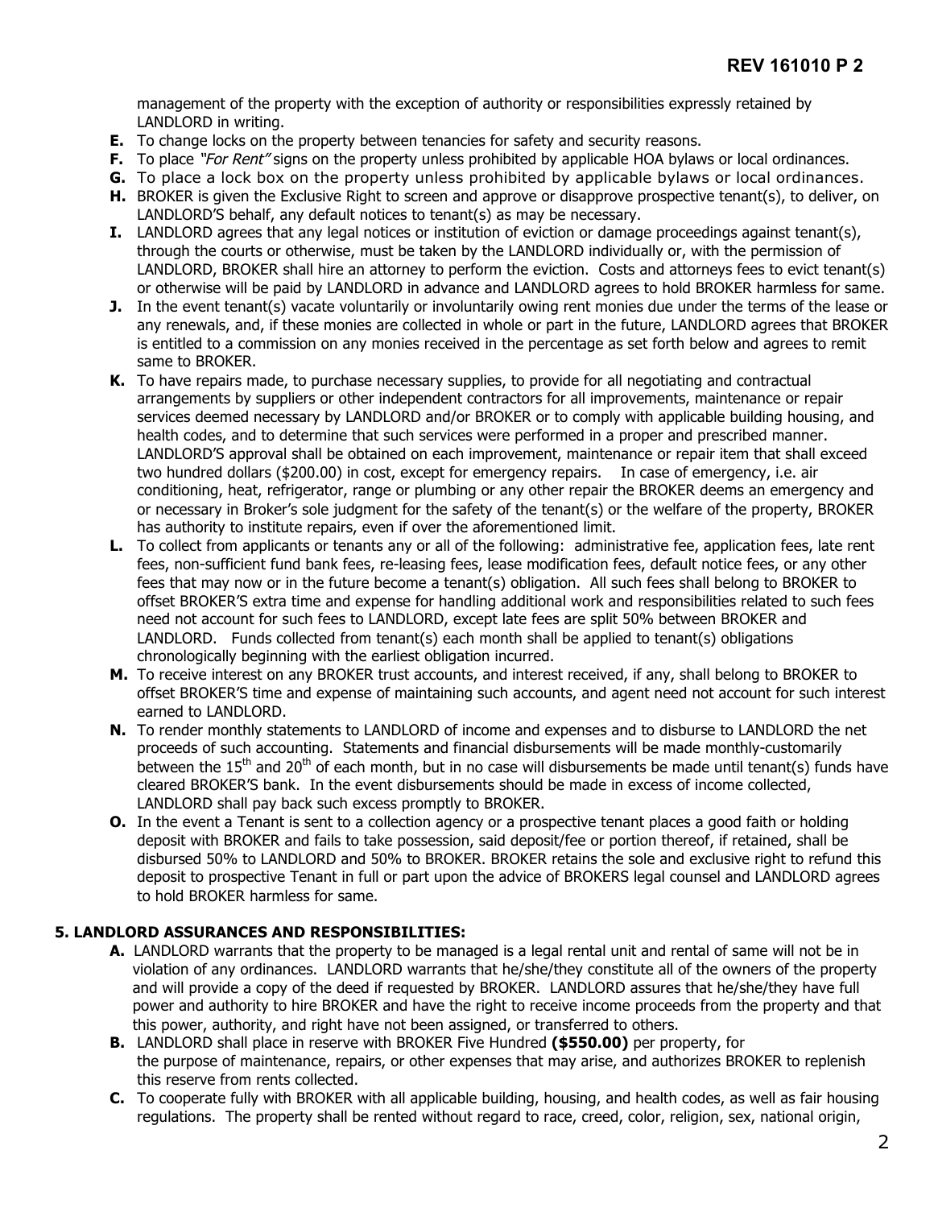management of the property with the exception of authority or responsibilities expressly retained by LANDLORD in writing.

**E.** To change locks on the property between tenancies for safety and security reasons.

**F.** To place *"For Rent"* signs on the property unless prohibited by applicable HOA bylaws or local ordinances.

**G.** To place a lock box on the property unless prohibited by applicable bylaws or local ordinances.

**H.** BROKER is given the Exclusive Right to screen and approve or disapprove prospective tenant(s), to deliver, on LANDLORD'S behalf, any default notices to tenant(s) as may be necessary.

**I.** LANDLORD agrees that any legal notices or institution of eviction or damage proceedings against tenant(s), through the courts or otherwise, must be taken by the LANDLORD individually or, with the permission of LANDLORD, BROKER shall hire an attorney to perform the eviction. Costs and attorneys fees to evict tenant(s) or otherwise will be paid by LANDLORD in advance and LANDLORD agrees to hold BROKER harmless for same.

**J.** In the event tenant(s) vacate voluntarily or involuntarily owing rent monies due under the terms of the lease or any renewals, and, if these monies are collected in whole or part in the future, LANDLORD agrees that BROKER is entitled to a commission on any monies received in the percentage as set forth below and agrees to remit same to BROKER.

**K.** To have repairs made, to purchase necessary supplies, to provide for all negotiating and contractual arrangements by suppliers or other independent contractors for all improvements, maintenance or repair services deemed necessary by LANDLORD and/or BROKER or to comply with applicable building housing, and health codes, and to determine that such services were performed in a proper and prescribed manner. LANDLORD'S approval shall be obtained on each improvement, maintenance or repair item that shall exceed two hundred dollars ($200.00) in cost, except for emergency repairs. In case of emergency, i.e. air conditioning, heat, refrigerator, range or plumbing or any other repair the BROKER deems an emergency and or necessary in Broker's sole judgment for the safety of the tenant(s) or the welfare of the property, BROKER has authority to institute repairs, even if over the aforementioned limit.

**L.** To collect from applicants or tenants any or all of the following: administrative fee, application fees, late rent fees, non-sufficient fund bank fees, re-leasing fees, lease modification fees, default notice fees, or any other fees that may now or in the future become a tenant(s) obligation. All such fees shall belong to BROKER to offset BROKER'S extra time and expense for handling additional work and responsibilities related to such fees need not account for such fees to LANDLORD, except late fees are split 50% between BROKER and LANDLORD. Funds collected from tenant(s) each month shall be applied to tenant(s) obligations chronologically beginning with the earliest obligation incurred.

**M.** To receive interest on any BROKER trust accounts, and interest received, if any, shall belong to BROKER to offset BROKER'S time and expense of maintaining such accounts, and agent need not account for such interest earned to LANDLORD.

**N.** To render monthly statements to LANDLORD of income and expenses and to disburse to LANDLORD the net proceeds of such accounting. Statements and financial disbursements will be made monthly-customarily between the 15th and 20th of each month, but in no case will disbursements be made until tenant(s) funds have cleared BROKER'S bank. In the event disbursements should be made in excess of income collected, LANDLORD shall pay back such excess promptly to BROKER.

**O.** In the event a Tenant is sent to a collection agency or a prospective tenant places a good faith or holding deposit with BROKER and fails to take possession, said deposit/fee or portion thereof, if retained, shall be disbursed 50% to LANDLORD and 50% to BROKER. BROKER retains the sole and exclusive right to refund this deposit to prospective Tenant in full or part upon the advice of BROKERS legal counsel and LANDLORD agrees to hold BROKER harmless for same.

**5. LANDLORD ASSURANCES AND RESPONSIBILITIES:**

**A.** LANDLORD warrants that the property to be managed is a legal rental unit and rental of same will not be in violation of any ordinances. LANDLORD warrants that he/she/they constitute all of the owners of the property and will provide a copy of the deed if requested by BROKER. LANDLORD assures that he/she/they have full power and authority to hire BROKER and have the right to receive income proceeds from the property and that this power, authority, and right have not been assigned, or transferred to others.

**B.** LANDLORD shall place in reserve with BROKER Five Hundred **($550.00)** per property, for the purpose of maintenance, repairs, or other expenses that may arise, and authorizes BROKER to replenish this reserve from rents collected.

**C.** To cooperate fully with BROKER with all applicable building, housing, and health codes, as well as fair housing regulations. The property shall be rented without regard to race, creed, color, religion, sex, national origin,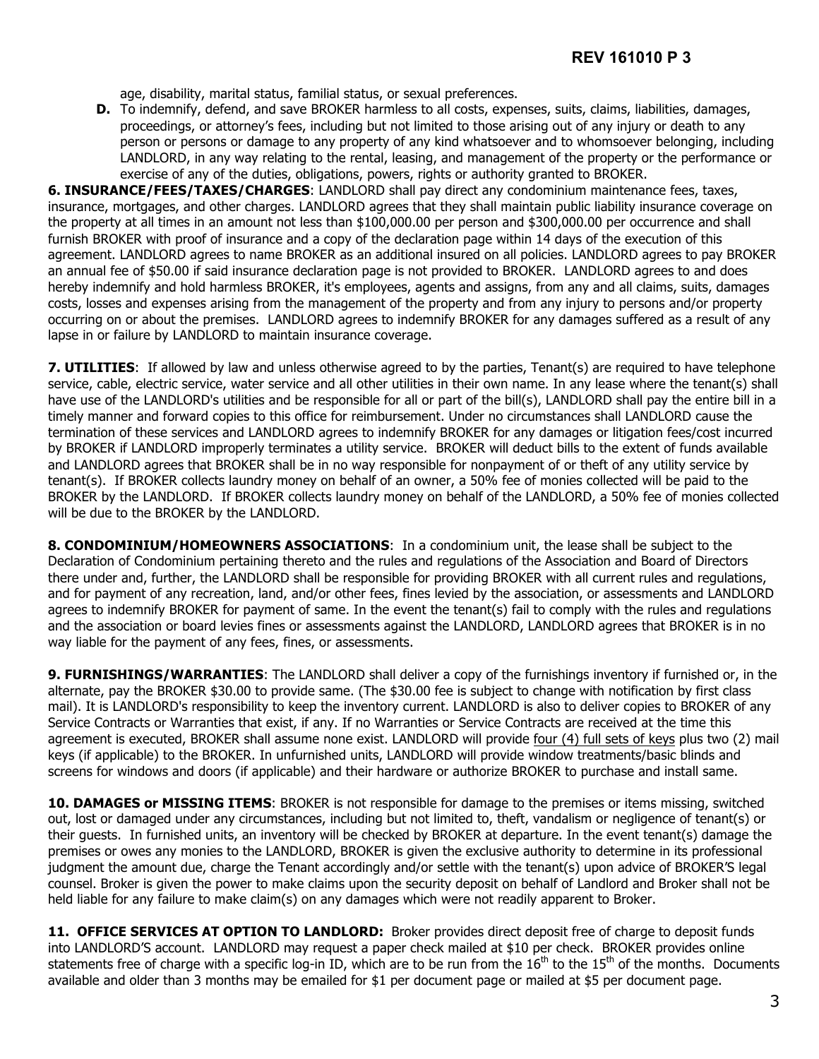age, disability, marital status, familial status, or sexual preferences.

**D.** To indemnify, defend, and save BROKER harmless to all costs, expenses, suits, claims, liabilities, damages, proceedings, or attorney's fees, including but not limited to those arising out of any injury or death to any person or persons or damage to any property of any kind whatsoever and to whomsoever belonging, including LANDLORD, in any way relating to the rental, leasing, and management of the property or the performance or exercise of any of the duties, obligations, powers, rights or authority granted to BROKER.

**6. INSURANCE/FEES/TAXES/CHARGES**: LANDLORD shall pay direct any condominium maintenance fees, taxes, insurance, mortgages, and other charges. LANDLORD agrees that they shall maintain public liability insurance coverage on the property at all times in an amount not less than $100,000.00 per person and $300,000.00 per occurrence and shall furnish BROKER with proof of insurance and a copy of the declaration page within 14 days of the execution of this agreement. LANDLORD agrees to name BROKER as an additional insured on all policies. LANDLORD agrees to pay BROKER an annual fee of $50.00 if said insurance declaration page is not provided to BROKER. LANDLORD agrees to and does hereby indemnify and hold harmless BROKER, it's employees, agents and assigns, from any and all claims, suits, damages costs, losses and expenses arising from the management of the property and from any injury to persons and/or property occurring on or about the premises. LANDLORD agrees to indemnify BROKER for any damages suffered as a result of any lapse in or failure by LANDLORD to maintain insurance coverage.

**7. UTILITIES**: If allowed by law and unless otherwise agreed to by the parties, Tenant(s) are required to have telephone service, cable, electric service, water service and all other utilities in their own name. In any lease where the tenant(s) shall have use of the LANDLORD's utilities and be responsible for all or part of the bill(s), LANDLORD shall pay the entire bill in a timely manner and forward copies to this office for reimbursement. Under no circumstances shall LANDLORD cause the termination of these services and LANDLORD agrees to indemnify BROKER for any damages or litigation fees/cost incurred by BROKER if LANDLORD improperly terminates a utility service. BROKER will deduct bills to the extent of funds available and LANDLORD agrees that BROKER shall be in no way responsible for nonpayment of or theft of any utility service by tenant(s). If BROKER collects laundry money on behalf of an owner, a 50% fee of monies collected will be paid to the BROKER by the LANDLORD. If BROKER collects laundry money on behalf of the LANDLORD, a 50% fee of monies collected will be due to the BROKER by the LANDLORD.

**8. CONDOMINIUM/HOMEOWNERS ASSOCIATIONS**: In a condominium unit, the lease shall be subject to the Declaration of Condominium pertaining thereto and the rules and regulations of the Association and Board of Directors there under and, further, the LANDLORD shall be responsible for providing BROKER with all current rules and regulations, and for payment of any recreation, land, and/or other fees, fines levied by the association, or assessments and LANDLORD agrees to indemnify BROKER for payment of same. In the event the tenant(s) fail to comply with the rules and regulations and the association or board levies fines or assessments against the LANDLORD, LANDLORD agrees that BROKER is in no way liable for the payment of any fees, fines, or assessments.

**9. FURNISHINGS/WARRANTIES**: The LANDLORD shall deliver a copy of the furnishings inventory if furnished or, in the alternate, pay the BROKER $30.00 to provide same. (The $30.00 fee is subject to change with notification by first class mail). It is LANDLORD's responsibility to keep the inventory current. LANDLORD is also to deliver copies to BROKER of any Service Contracts or Warranties that exist, if any. If no Warranties or Service Contracts are received at the time this agreement is executed, BROKER shall assume none exist. LANDLORD will provide <u>four (4) full sets of keys</u> plus two (2) mail keys (if applicable) to the BROKER. In unfurnished units, LANDLORD will provide window treatments/basic blinds and screens for windows and doors (if applicable) and their hardware or authorize BROKER to purchase and install same.

**10. DAMAGES or MISSING ITEMS**: BROKER is not responsible for damage to the premises or items missing, switched out, lost or damaged under any circumstances, including but not limited to, theft, vandalism or negligence of tenant(s) or their guests. In furnished units, an inventory will be checked by BROKER at departure. In the event tenant(s) damage the premises or owes any monies to the LANDLORD, BROKER is given the exclusive authority to determine in its professional judgment the amount due, charge the Tenant accordingly and/or settle with the tenant(s) upon advice of BROKER'S legal counsel. Broker is given the power to make claims upon the security deposit on behalf of Landlord and Broker shall not be held liable for any failure to make claim(s) on any damages which were not readily apparent to Broker.

**11. OFFICE SERVICES AT OPTION TO LANDLORD:** Broker provides direct deposit free of charge to deposit funds into LANDLORD'S account. LANDLORD may request a paper check mailed at $10 per check. BROKER provides online statements free of charge with a specific log-in ID, which are to be run from the 16th to the 15th of the months. Documents available and older than 3 months may be emailed for $1 per document page or mailed at $5 per document page.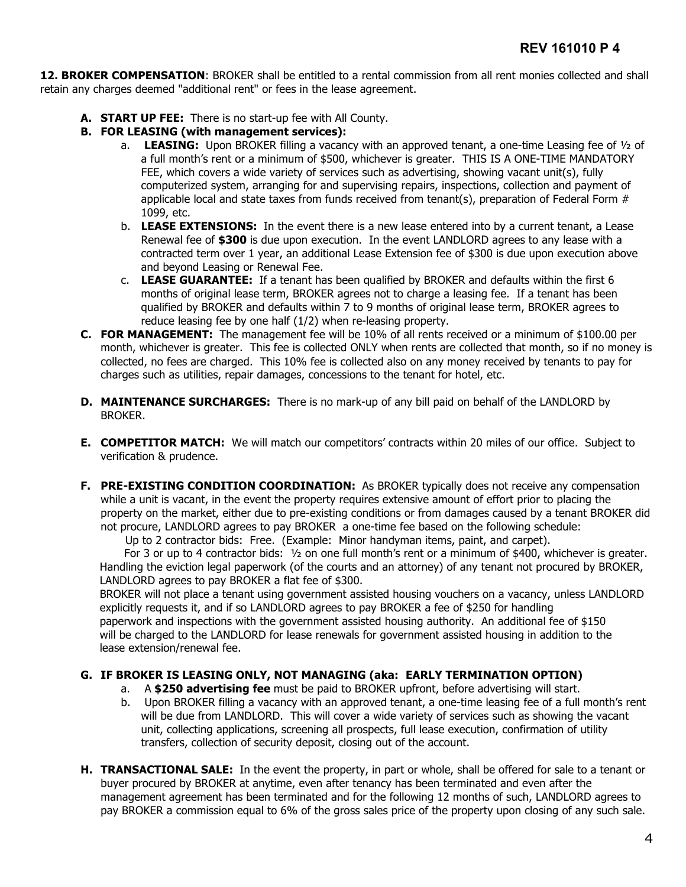**12. BROKER COMPENSATION**: BROKER shall be entitled to a rental commission from all rent monies collected and shall retain any charges deemed "additional rent" or fees in the lease agreement.

- **A. START UP FEE:** There is no start-up fee with All County.
- **B. FOR LEASING (with management services):**
  - a. **LEASING:** Upon BROKER filling a vacancy with an approved tenant, a one-time Leasing fee of ½ of a full month's rent or a minimum of $500, whichever is greater. THIS IS A ONE-TIME MANDATORY FEE, which covers a wide variety of services such as advertising, showing vacant unit(s), fully computerized system, arranging for and supervising repairs, inspections, collection and payment of applicable local and state taxes from funds received from tenant(s), preparation of Federal Form # 1099, etc.
  - b. **LEASE EXTENSIONS:** In the event there is a new lease entered into by a current tenant, a Lease Renewal fee of **$300** is due upon execution. In the event LANDLORD agrees to any lease with a contracted term over 1 year, an additional Lease Extension fee of $300 is due upon execution above and beyond Leasing or Renewal Fee.
  - c. **LEASE GUARANTEE:** If a tenant has been qualified by BROKER and defaults within the first 6 months of original lease term, BROKER agrees not to charge a leasing fee. If a tenant has been qualified by BROKER and defaults within 7 to 9 months of original lease term, BROKER agrees to reduce leasing fee by one half (1/2) when re-leasing property.
- **C. FOR MANAGEMENT:** The management fee will be 10% of all rents received or a minimum of $100.00 per month, whichever is greater. This fee is collected ONLY when rents are collected that month, so if no money is collected, no fees are charged. This 10% fee is collected also on any money received by tenants to pay for charges such as utilities, repair damages, concessions to the tenant for hotel, etc.
- **D. MAINTENANCE SURCHARGES:** There is no mark-up of any bill paid on behalf of the LANDLORD by BROKER.
- **E. COMPETITOR MATCH:** We will match our competitors' contracts within 20 miles of our office. Subject to verification & prudence.
- **F. PRE-EXISTING CONDITION COORDINATION:** As BROKER typically does not receive any compensation while a unit is vacant, in the event the property requires extensive amount of effort prior to placing the property on the market, either due to pre-existing conditions or from damages caused by a tenant BROKER did not procure, LANDLORD agrees to pay BROKER a one-time fee based on the following schedule:

  Up to 2 contractor bids: Free. (Example: Minor handyman items, paint, and carpet).

  For 3 or up to 4 contractor bids: ½ on one full month's rent or a minimum of $400, whichever is greater.

  Handling the eviction legal paperwork (of the courts and an attorney) of any tenant not procured by BROKER, LANDLORD agrees to pay BROKER a flat fee of $300.

  BROKER will not place a tenant using government assisted housing vouchers on a vacancy, unless LANDLORD explicitly requests it, and if so LANDLORD agrees to pay BROKER a fee of $250 for handling paperwork and inspections with the government assisted housing authority. An additional fee of $150 will be charged to the LANDLORD for lease renewals for government assisted housing in addition to the lease extension/renewal fee.
- **G. IF BROKER IS LEASING ONLY, NOT MANAGING (aka: EARLY TERMINATION OPTION)**
  - a. A **$250 advertising fee** must be paid to BROKER upfront, before advertising will start.
  - b. Upon BROKER filling a vacancy with an approved tenant, a one-time leasing fee of a full month's rent will be due from LANDLORD. This will cover a wide variety of services such as showing the vacant unit, collecting applications, screening all prospects, full lease execution, confirmation of utility transfers, collection of security deposit, closing out of the account.
- **H. TRANSACTIONAL SALE:** In the event the property, in part or whole, shall be offered for sale to a tenant or buyer procured by BROKER at anytime, even after tenancy has been terminated and even after the management agreement has been terminated and for the following 12 months of such, LANDLORD agrees to pay BROKER a commission equal to 6% of the gross sales price of the property upon closing of any such sale.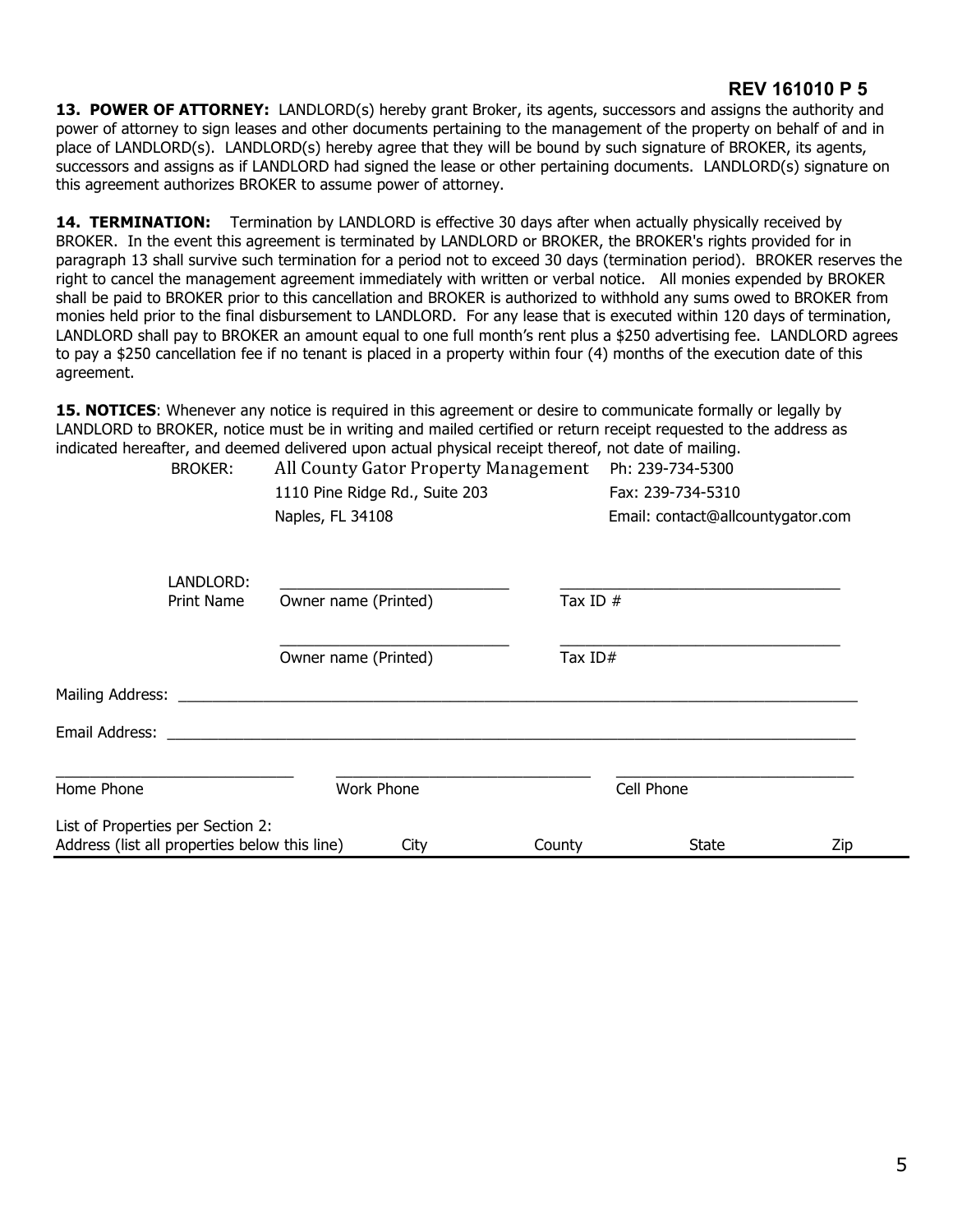**REV 161010 P 5**

**13. POWER OF ATTORNEY:** LANDLORD(s) hereby grant Broker, its agents, successors and assigns the authority and power of attorney to sign leases and other documents pertaining to the management of the property on behalf of and in place of LANDLORD(s). LANDLORD(s) hereby agree that they will be bound by such signature of BROKER, its agents, successors and assigns as if LANDLORD had signed the lease or other pertaining documents. LANDLORD(s) signature on this agreement authorizes BROKER to assume power of attorney.

**14. TERMINATION:** Termination by LANDLORD is effective 30 days after when actually physically received by BROKER. In the event this agreement is terminated by LANDLORD or BROKER, the BROKER's rights provided for in paragraph 13 shall survive such termination for a period not to exceed 30 days (termination period). BROKER reserves the right to cancel the management agreement immediately with written or verbal notice. All monies expended by BROKER shall be paid to BROKER prior to this cancellation and BROKER is authorized to withhold any sums owed to BROKER from monies held prior to the final disbursement to LANDLORD. For any lease that is executed within 120 days of termination, LANDLORD shall pay to BROKER an amount equal to one full month's rent plus a $250 advertising fee. LANDLORD agrees to pay a $250 cancellation fee if no tenant is placed in a property within four (4) months of the execution date of this agreement.

**15. NOTICES**: Whenever any notice is required in this agreement or desire to communicate formally or legally by LANDLORD to BROKER, notice must be in writing and mailed certified or return receipt requested to the address as indicated hereafter, and deemed delivered upon actual physical receipt thereof, not date of mailing.

BROKER: All County Gator Property Management
1110 Pine Ridge Rd., Suite 203
Naples, FL 34108

Ph: 239-734-5300
Fax: 239-734-5310
Email: contact@allcountygator.com

LANDLORD:
Print Name

_______________________ Owner name (Printed) _______________________ Tax ID #

_______________________ Owner name (Printed) _______________________ Tax ID#

Mailing Address: _______________________________________________

Email Address: _______________________________________________

_______________________ Home Phone

_______________________ Work Phone

_______________________ Cell Phone

List of Properties per Section 2:

| Address (list all properties below this line) | City | County | State | Zip |
|---|---|---|---|---|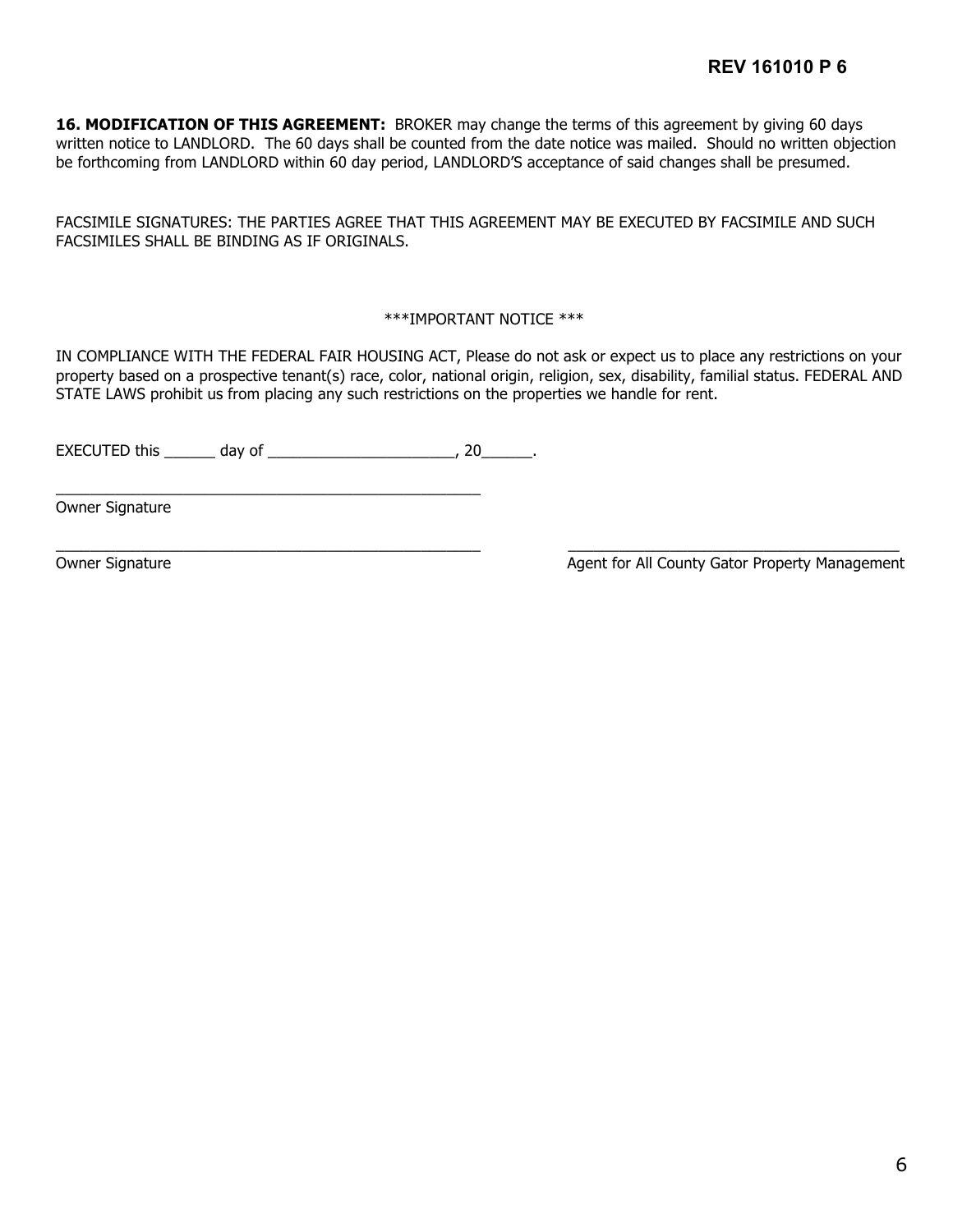**16. MODIFICATION OF THIS AGREEMENT:** BROKER may change the terms of this agreement by giving 60 days written notice to LANDLORD. The 60 days shall be counted from the date notice was mailed. Should no written objection be forthcoming from LANDLORD within 60 day period, LANDLORD'S acceptance of said changes shall be presumed.

FACSIMILE SIGNATURES: THE PARTIES AGREE THAT THIS AGREEMENT MAY BE EXECUTED BY FACSIMILE AND SUCH FACSIMILES SHALL BE BINDING AS IF ORIGINALS.

***IMPORTANT NOTICE ***

IN COMPLIANCE WITH THE FEDERAL FAIR HOUSING ACT, Please do not ask or expect us to place any restrictions on your property based on a prospective tenant(s) race, color, national origin, religion, sex, disability, familial status. FEDERAL AND STATE LAWS prohibit us from placing any such restrictions on the properties we handle for rent.

EXECUTED this ______ day of ______________________, 20______.

_____________________________________________________
Owner Signature

_____________________________________________________
Owner Signature

_________________________________________
Agent for All County Gator Property Management